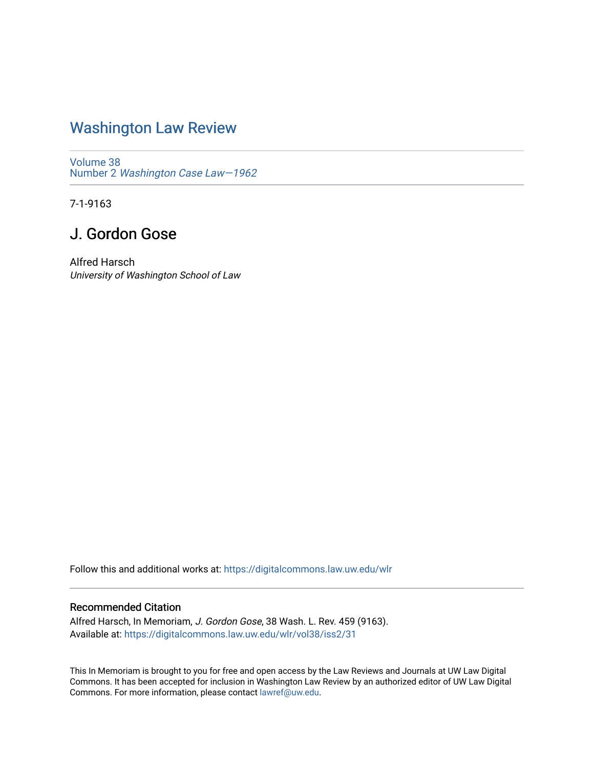# Washington Law Review

Volume 38
Number 2 *Washington Case Law—1962*

7-1-9163

## J. Gordon Gose

Alfred Harsch
*University of Washington School of Law*

Follow this and additional works at: https://digitalcommons.law.uw.edu/wlr

### Recommended Citation

Alfred Harsch, In Memoriam, *J. Gordon Gose*, 38 Wash. L. Rev. 459 (9163).
Available at: https://digitalcommons.law.uw.edu/wlr/vol38/iss2/31

This In Memoriam is brought to you for free and open access by the Law Reviews and Journals at UW Law Digital Commons. It has been accepted for inclusion in Washington Law Review by an authorized editor of UW Law Digital Commons. For more information, please contact lawref@uw.edu.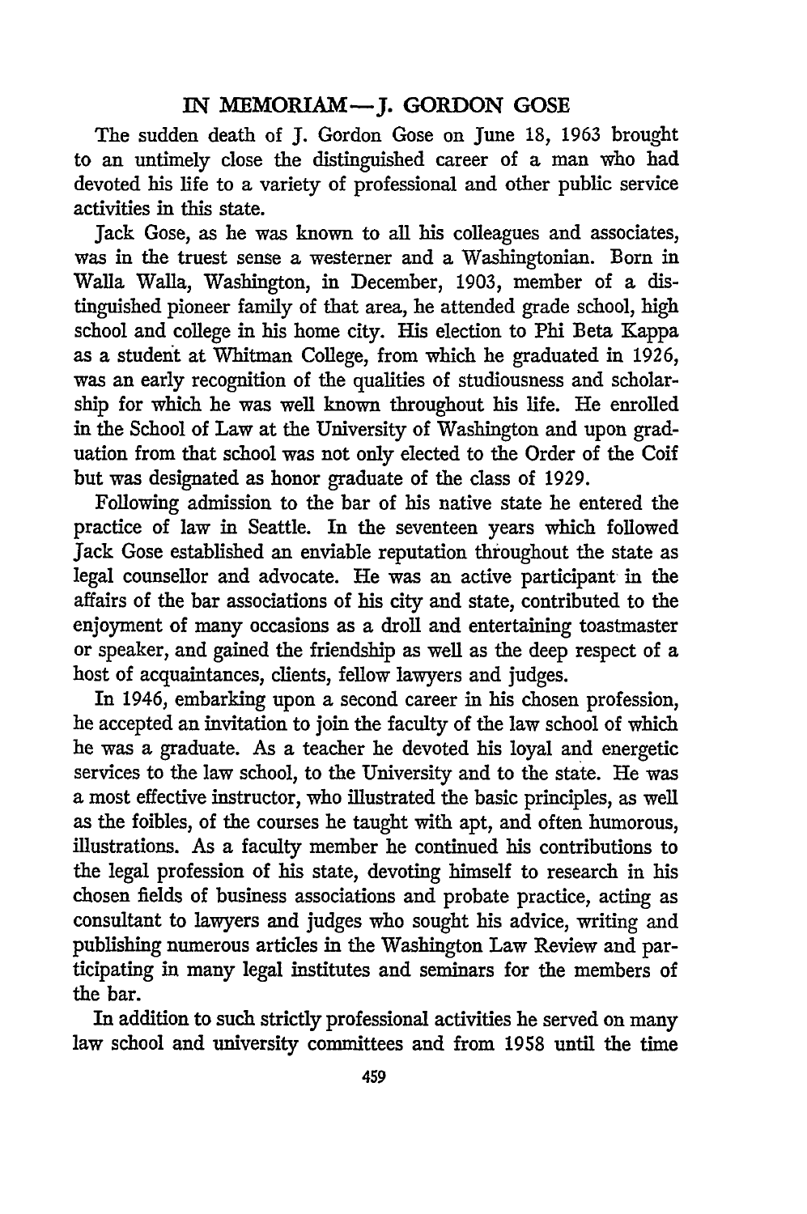## IN MEMORIAM—J. GORDON GOSE

The sudden death of J. Gordon Gose on June 18, 1963 brought to an untimely close the distinguished career of a man who had devoted his life to a variety of professional and other public service activities in this state.

Jack Gose, as he was known to all his colleagues and associates, was in the truest sense a westerner and a Washingtonian. Born in Walla Walla, Washington, in December, 1903, member of a distinguished pioneer family of that area, he attended grade school, high school and college in his home city. His election to Phi Beta Kappa as a student at Whitman College, from which he graduated in 1926, was an early recognition of the qualities of studiousness and scholarship for which he was well known throughout his life. He enrolled in the School of Law at the University of Washington and upon graduation from that school was not only elected to the Order of the Coif but was designated as honor graduate of the class of 1929.

Following admission to the bar of his native state he entered the practice of law in Seattle. In the seventeen years which followed Jack Gose established an enviable reputation throughout the state as legal counsellor and advocate. He was an active participant in the affairs of the bar associations of his city and state, contributed to the enjoyment of many occasions as a droll and entertaining toastmaster or speaker, and gained the friendship as well as the deep respect of a host of acquaintances, clients, fellow lawyers and judges.

In 1946, embarking upon a second career in his chosen profession, he accepted an invitation to join the faculty of the law school of which he was a graduate. As a teacher he devoted his loyal and energetic services to the law school, to the University and to the state. He was a most effective instructor, who illustrated the basic principles, as well as the foibles, of the courses he taught with apt, and often humorous, illustrations. As a faculty member he continued his contributions to the legal profession of his state, devoting himself to research in his chosen fields of business associations and probate practice, acting as consultant to lawyers and judges who sought his advice, writing and publishing numerous articles in the Washington Law Review and participating in many legal institutes and seminars for the members of the bar.

In addition to such strictly professional activities he served on many law school and university committees and from 1958 until the time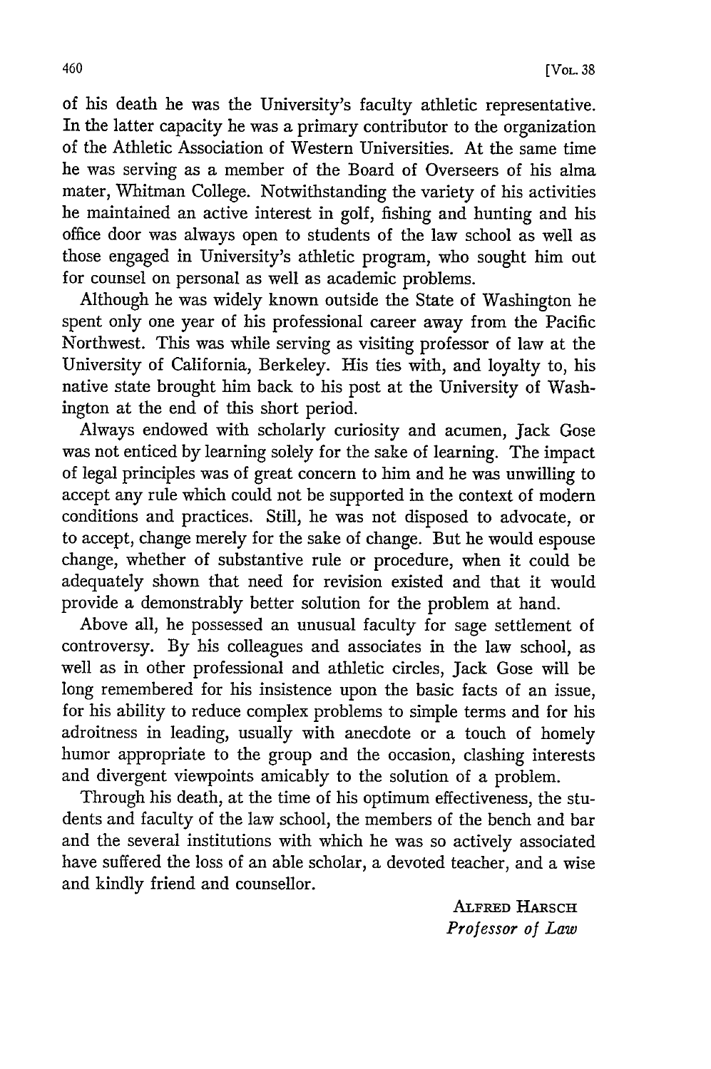of his death he was the University's faculty athletic representative. In the latter capacity he was a primary contributor to the organization of the Athletic Association of Western Universities. At the same time he was serving as a member of the Board of Overseers of his alma mater, Whitman College. Notwithstanding the variety of his activities he maintained an active interest in golf, fishing and hunting and his office door was always open to students of the law school as well as those engaged in University's athletic program, who sought him out for counsel on personal as well as academic problems.

Although he was widely known outside the State of Washington he spent only one year of his professional career away from the Pacific Northwest. This was while serving as visiting professor of law at the University of California, Berkeley. His ties with, and loyalty to, his native state brought him back to his post at the University of Washington at the end of this short period.

Always endowed with scholarly curiosity and acumen, Jack Gose was not enticed by learning solely for the sake of learning. The impact of legal principles was of great concern to him and he was unwilling to accept any rule which could not be supported in the context of modern conditions and practices. Still, he was not disposed to advocate, or to accept, change merely for the sake of change. But he would espouse change, whether of substantive rule or procedure, when it could be adequately shown that need for revision existed and that it would provide a demonstrably better solution for the problem at hand.

Above all, he possessed an unusual faculty for sage settlement of controversy. By his colleagues and associates in the law school, as well as in other professional and athletic circles, Jack Gose will be long remembered for his insistence upon the basic facts of an issue, for his ability to reduce complex problems to simple terms and for his adroitness in leading, usually with anecdote or a touch of homely humor appropriate to the group and the occasion, clashing interests and divergent viewpoints amicably to the solution of a problem.

Through his death, at the time of his optimum effectiveness, the students and faculty of the law school, the members of the bench and bar and the several institutions with which he was so actively associated have suffered the loss of an able scholar, a devoted teacher, and a wise and kindly friend and counsellor.

ALFRED HARSCH
*Professor of Law*